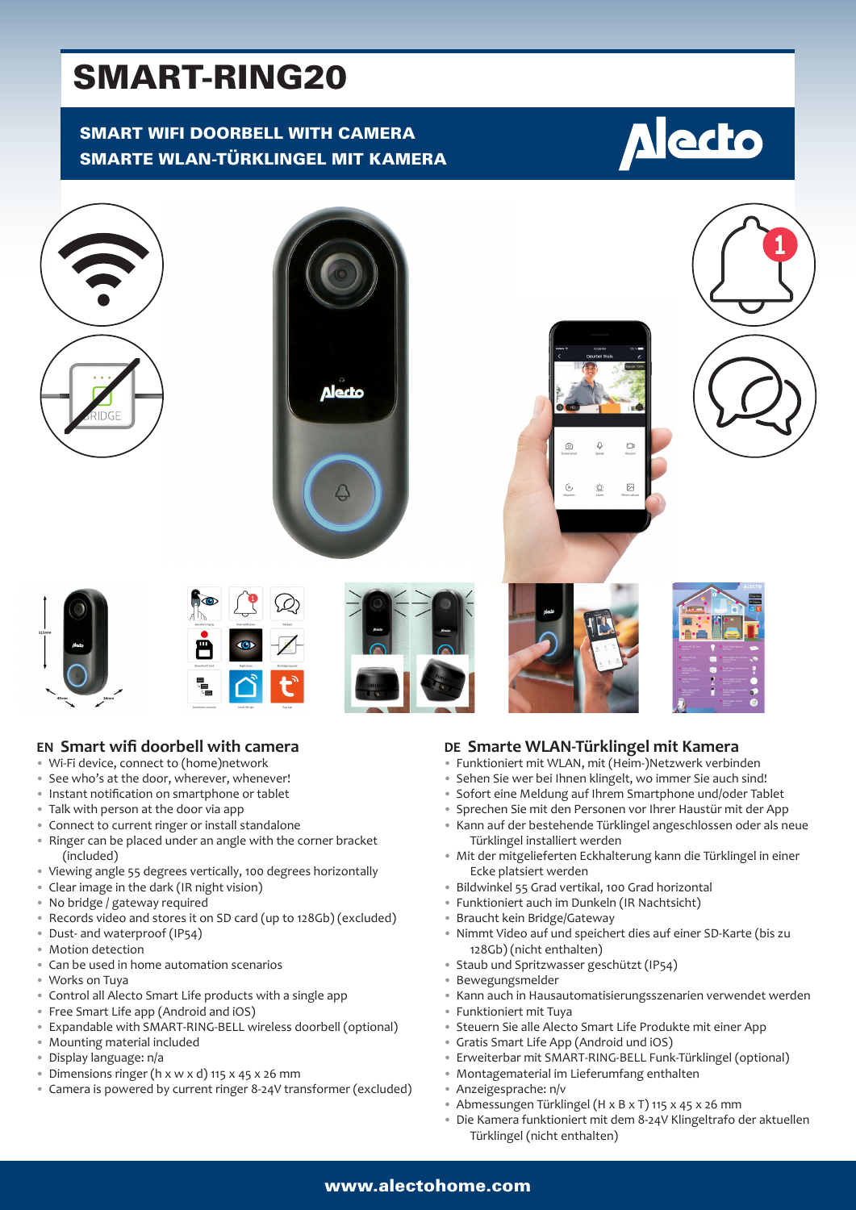# SMART-RING20

## SMART WIFI DOORBELL WITH CAMERA
## SMARTE WLAN-TÜRKLINGEL MIT KAMERA

## EN Smart wifi doorbell with camera

- Wi-Fi device, connect to (home)network
- See who's at the door, wherever, whenever!
- Instant notification on smartphone or tablet
- Talk with person at the door via app
- Connect to current ringer or install standalone
- Ringer can be placed under an angle with the corner bracket (included)
- Viewing angle 55 degrees vertically, 100 degrees horizontally
- Clear image in the dark (IR night vision)
- No bridge / gateway required
- Records video and stores it on SD card (up to 128Gb) (excluded)
- Dust- and waterproof (IP54)
- Motion detection
- Can be used in home automation scenarios
- Works on Tuya
- Control all Alecto Smart Life products with a single app
- Free Smart Life app (Android and iOS)
- Expandable with SMART-RING-BELL wireless doorbell (optional)
- Mounting material included
- Display language: n/a
- Dimensions ringer (h x w x d) 115 x 45 x 26 mm
- Camera is powered by current ringer 8-24V transformer (excluded)

## DE Smarte WLAN-Türklingel mit Kamera

- Funktioniert mit WLAN, mit (Heim-)Netzwerk verbinden
- Sehen Sie wer bei Ihnen klingelt, wo immer Sie auch sind!
- Sofort eine Meldung auf Ihrem Smartphone und/oder Tablet
- Sprechen Sie mit den Personen vor Ihrer Haustür mit der App
- Kann auf der bestehende Türklingel angeschlossen oder als neue Türklingel installiert werden
- Mit der mitgelieferten Eckhalterung kann die Türklingel in einer Ecke platsiert werden
- Bildwinkel 55 Grad vertikal, 100 Grad horizontal
- Funktioniert auch im Dunkeln (IR Nachtsicht)
- Braucht kein Bridge/Gateway
- Nimmt Video auf und speichert dies auf einer SD-Karte (bis zu 128Gb) (nicht enthalten)
- Staub und Spritzwasser geschützt (IP54)
- Bewegungsmelder
- Kann auch in Hausautomatisierungsszenarien verwendet werden
- Funktioniert mit Tuya
- Steuern Sie alle Alecto Smart Life Produkte mit einer App
- Gratis Smart Life App (Android und iOS)
- Erweiterbar mit SMART-RING-BELL Funk-Türklingel (optional)
- Montagematerial im Lieferumfang enthalten
- Anzeigesprache: n/v
- Abmessungen Türklingel (H x B x T) 115 x 45 x 26 mm
- Die Kamera funktioniert mit dem 8-24V Klingeltrafo der aktuellen Türklingel (nicht enthalten)

www.alectohome.com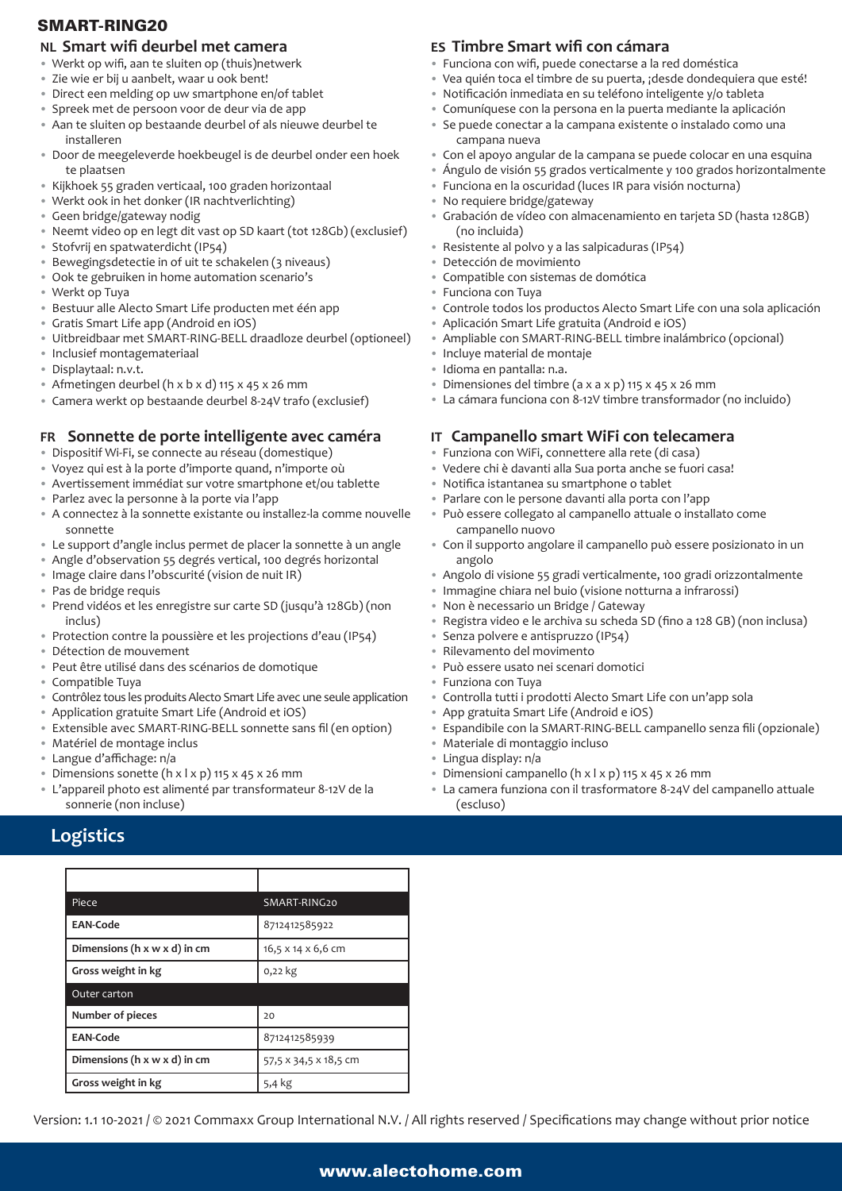# SMART-RING20

## NL Smart wifi deurbel met camera

- Werkt op wifi, aan te sluiten op (thuis)netwerk
- Zie wie er bij u aanbelt, waar u ook bent!
- Direct een melding op uw smartphone en/of tablet
- Spreek met de persoon voor de deur via de app
- Aan te sluiten op bestaande deurbel of als nieuwe deurbel te installeren
- Door de meegeleverde hoekbeugel is de deurbel onder een hoek te plaatsen
- Kijkhoek 55 graden verticaal, 100 graden horizontaal
- Werkt ook in het donker (IR nachtverlichting)
- Geen bridge/gateway nodig
- Neemt video op en legt dit vast op SD kaart (tot 128Gb) (exclusief)
- Stofvrij en spatwaterdicht (IP54)
- Bewegingsdetectie in of uit te schakelen (3 niveaus)
- Ook te gebruiken in home automation scenario's
- Werkt op Tuya
- Bestuur alle Alecto Smart Life producten met één app
- Gratis Smart Life app (Android en iOS)
- Uitbreidbaar met SMART-RING-BELL draadloze deurbel (optioneel)
- Inclusief montagemateriaal
- Displaytaal: n.v.t.
- Afmetingen deurbel (h x b x d) 115 x 45 x 26 mm
- Camera werkt op bestaande deurbel 8-24V trafo (exclusief)

## FR Sonnette de porte intelligente avec caméra

- Dispositif Wi-Fi, se connecte au réseau (domestique)
- Voyez qui est à la porte d'importe quand, n'importe où
- Avertissement immédiat sur votre smartphone et/ou tablette
- Parlez avec la personne à la porte via l'app
- A connectez à la sonnette existante ou installez-la comme nouvelle sonnette
- Le support d'angle inclus permet de placer la sonnette à un angle
- Angle d'observation 55 degrés vertical, 100 degrés horizontal
- Image claire dans l'obscurité (vision de nuit IR)
- Pas de bridge requis
- Prend vidéos et les enregistre sur carte SD (jusqu'à 128Gb) (non inclus)
- Protection contre la poussière et les projections d'eau (IP54)
- Détection de mouvement
- Peut être utilisé dans des scénarios de domotique
- Compatible Tuya
- Contrôlez tous les produits Alecto Smart Life avec une seule application
- Application gratuite Smart Life (Android et iOS)
- Extensible avec SMART-RING-BELL sonnette sans fil (en option)
- Matériel de montage inclus
- Langue d'affichage: n/a
- Dimensions sonette (h x l x p) 115 x 45 x 26 mm
- L'appareil photo est alimenté par transformateur 8-12V de la sonnerie (non incluse)

## ES Timbre Smart wifi con cámara

- Funciona con wifi, puede conectarse a la red doméstica
- Vea quién toca el timbre de su puerta, ¡desde dondequiera que esté!
- Notificación inmediata en su teléfono inteligente y/o tableta
- Comuníquese con la persona en la puerta mediante la aplicación
- Se puede conectar a la campana existente o instalado como una campana nueva
- Con el apoyo angular de la campana se puede colocar en una esquina
- Ángulo de visión 55 grados verticalmente y 100 grados horizontalmente
- Funciona en la oscuridad (luces IR para visión nocturna)
- No requiere bridge/gateway
- Grabación de vídeo con almacenamiento en tarjeta SD (hasta 128GB) (no incluida)
- Resistente al polvo y a las salpicaduras (IP54)
- Detección de movimiento
- Compatible con sistemas de domótica
- Funciona con Tuya
- Controle todos los productos Alecto Smart Life con una sola aplicación
- Aplicación Smart Life gratuita (Android e iOS)
- Ampliable con SMART-RING-BELL timbre inalámbrico (opcional)
- Incluye material de montaje
- Idioma en pantalla: n.a.
- Dimensiones del timbre (a x a x p) 115 x 45 x 26 mm
- La cámara funciona con 8-12V timbre transformador (no incluido)

## IT Campanello smart WiFi con telecamera

- Funziona con WiFi, connettere alla rete (di casa)
- Vedere chi è davanti alla Sua porta anche se fuori casa!
- Notifica istantanea su smartphone o tablet
- Parlare con le persone davanti alla porta con l'app
- Può essere collegato al campanello attuale o installato come campanello nuovo
- Con il supporto angolare il campanello può essere posizionato in un angolo
- Angolo di visione 55 gradi verticalmente, 100 gradi orizzontalmente
- Immagine chiara nel buio (visione notturna a infrarossi)
- Non è necessario un Bridge / Gateway
- Registra video e le archiva su scheda SD (fino a 128 GB) (non inclusa)
- Senza polvere e antispruzzo (IP54)
- Rilevamento del movimento
- Può essere usato nei scenari domotici
- Funziona con Tuya
- Controlla tutti i prodotti Alecto Smart Life con un'app sola
- App gratuita Smart Life (Android e iOS)
- Espandibile con la SMART-RING-BELL campanello senza fili (opzionale)
- Materiale di montaggio incluso
- Lingua display: n/a
- Dimensioni campanello (h x l x p) 115 x 45 x 26 mm
- La camera funziona con il trasformatore 8-24V del campanello attuale (escluso)

## Logistics

| | |
|---|---|
| Piece | SMART-RING20 |
| **EAN-Code** | 8712412585922 |
| **Dimensions (h x w x d) in cm** | 16,5 x 14 x 6,6 cm |
| **Gross weight in kg** | 0,22 kg |
| Outer carton | |
| **Number of pieces** | 20 |
| **EAN-Code** | 8712412585939 |
| **Dimensions (h x w x d) in cm** | 57,5 x 34,5 x 18,5 cm |
| **Gross weight in kg** | 5,4 kg |

Version: 1.1 10-2021 / © 2021 Commaxx Group International N.V. / All rights reserved / Specifications may change without prior notice

www.alectohome.com